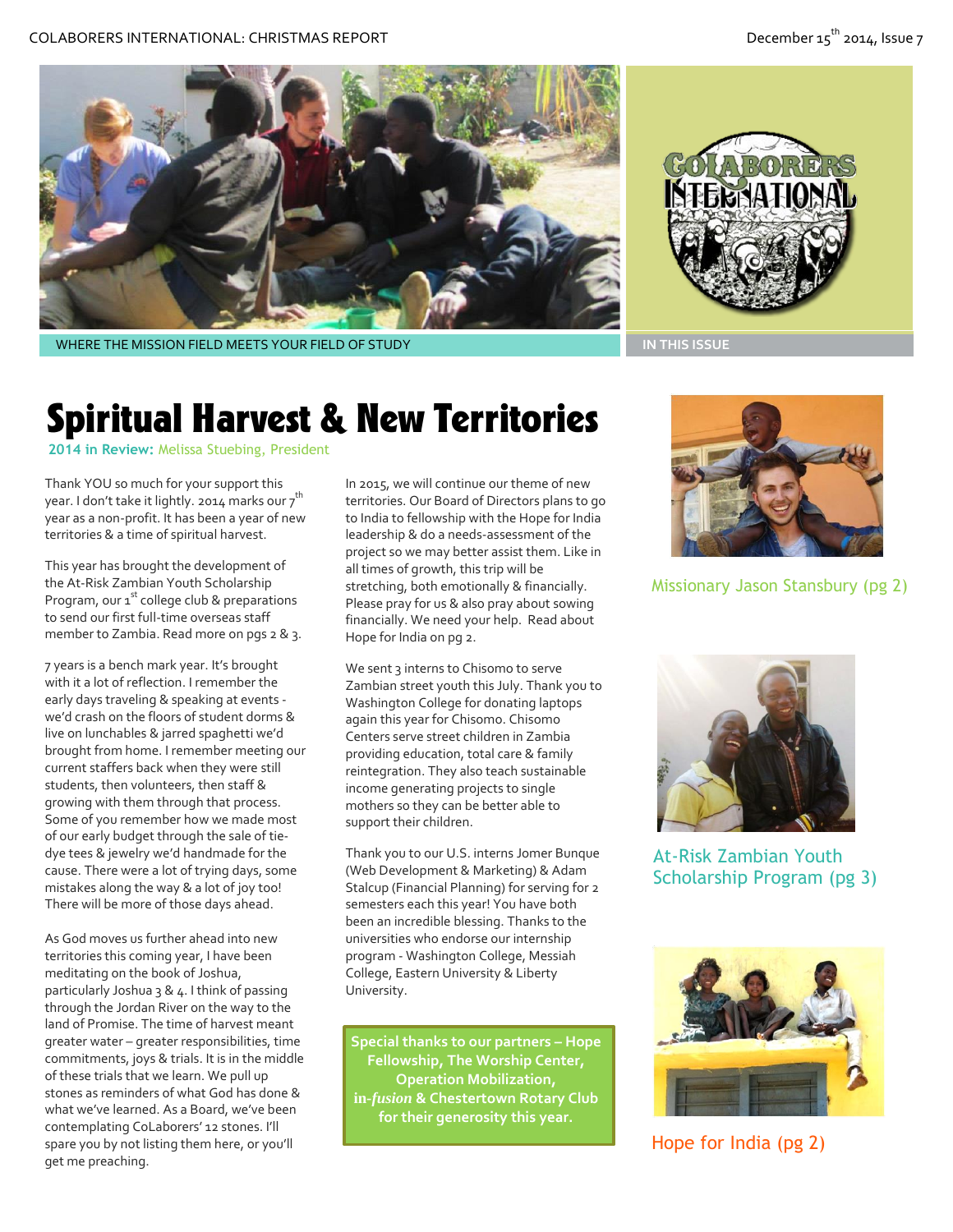WHERE THE MISSION FIELD MEETS YOUR FIELD OF STUDY

IN THIS ISSUE

Missionary Jason Stansbury (pg 2)

At-Risk Zambian Youth Scholarship Program (pg 3)

Hope for India (pg 2)

# Spiritual Harvest & New Territories

**2014 in Review:** Melissa Stuebing, President

Thank YOU so much for your support this year. I don't take it lightly. 2014 marks our 7th year as a non-profit. It has been a year of new territories & a time of spiritual harvest.

This year has brought the development of the At-Risk Zambian Youth Scholarship Program, our 1st college club & preparations to send our first full-time overseas staff member to Zambia. Read more on pgs 2 & 3.

7 years is a bench mark year. It's brought with it a lot of reflection. I remember the early days traveling & speaking at events - we'd crash on the floors of student dorms & live on lunchables & jarred spaghetti we'd brought from home. I remember meeting our current staffers back when they were still students, then volunteers, then staff & growing with them through that process. Some of you remember how we made most of our early budget through the sale of tie-dye tees & jewelry we'd handmade for the cause. There were a lot of trying days, some mistakes along the way & a lot of joy too! There will be more of those days ahead.

As God moves us further ahead into new territories this coming year, I have been meditating on the book of Joshua, particularly Joshua 3 & 4. I think of passing through the Jordan River on the way to the land of Promise. The time of harvest meant greater water – greater responsibilities, time commitments, joys & trials. It is in the middle of these trials that we learn. We pull up stones as reminders of what God has done & what we've learned. As a Board, we've been contemplating CoLaborers' 12 stones. I'll spare you by not listing them here, or you'll get me preaching.

In 2015, we will continue our theme of new territories. Our Board of Directors plans to go to India to fellowship with the Hope for India leadership & do a needs-assessment of the project so we may better assist them. Like in all times of growth, this trip will be stretching, both emotionally & financially. Please pray for us & also pray about sowing financially. We need your help. Read about Hope for India on pg 2.

We sent 3 interns to Chisomo to serve Zambian street youth this July. Thank you to Washington College for donating laptops again this year for Chisomo. Chisomo Centers serve street children in Zambia providing education, total care & family reintegration. They also teach sustainable income generating projects to single mothers so they can be better able to support their children.

Thank you to our U.S. interns Jomer Bunque (Web Development & Marketing) & Adam Stalcup (Financial Planning) for serving for 2 semesters each this year! You have both been an incredible blessing. Thanks to the universities who endorse our internship program - Washington College, Messiah College, Eastern University & Liberty University.

**Special thanks to our partners – Hope Fellowship, The Worship Center, Operation Mobilization, in-*fusion* & Chestertown Rotary Club for their generosity this year.**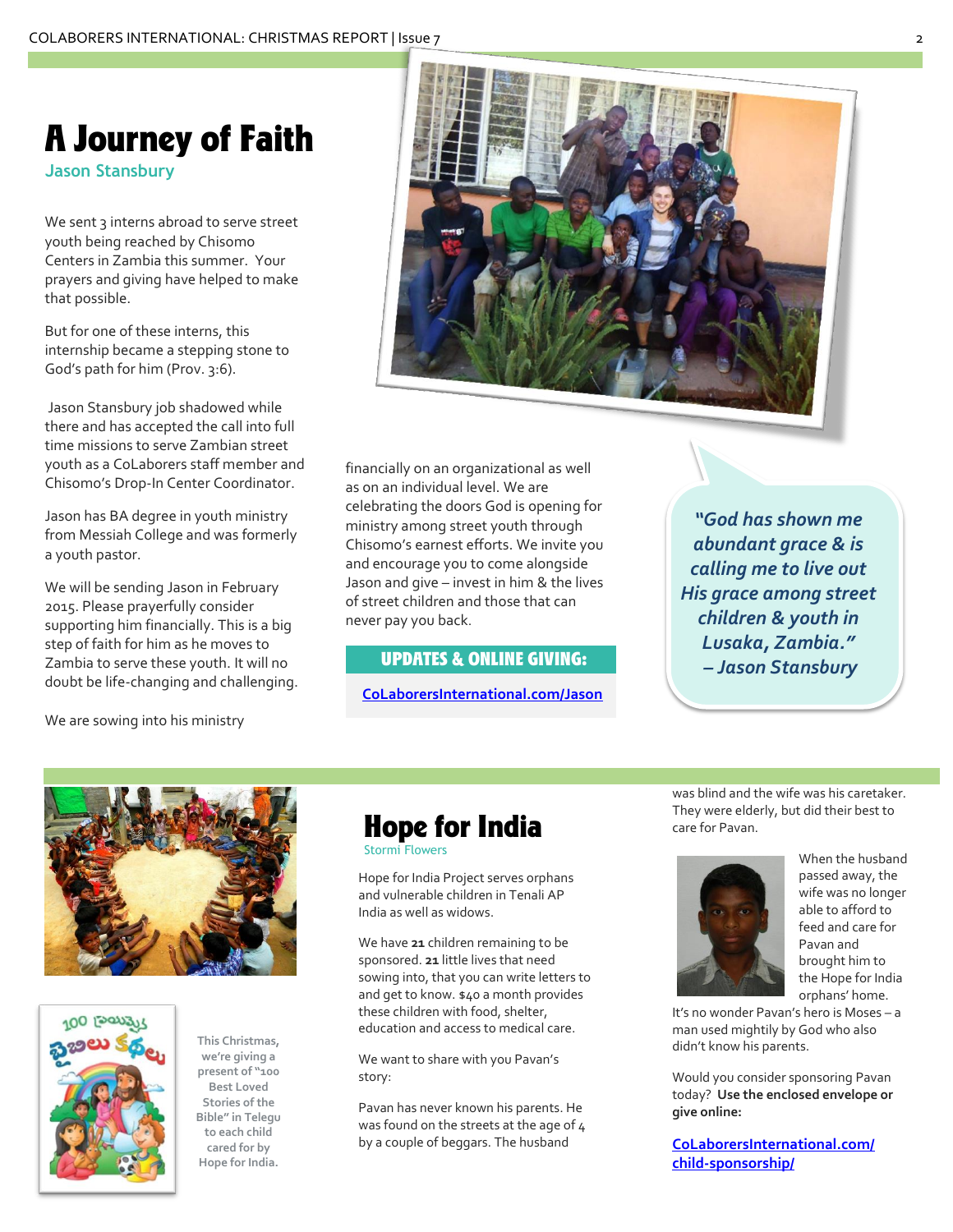## A Journey of Faith

Jason Stansbury

We sent 3 interns abroad to serve street youth being reached by Chisomo Centers in Zambia this summer. Your prayers and giving have helped to make that possible.

But for one of these interns, this internship became a stepping stone to God's path for him (Prov. 3:6).

Jason Stansbury job shadowed while there and has accepted the call into full time missions to serve Zambian street youth as a CoLaborers staff member and Chisomo's Drop-In Center Coordinator.

Jason has BA degree in youth ministry from Messiah College and was formerly a youth pastor.

We will be sending Jason in February 2015. Please prayerfully consider supporting him financially. This is a big step of faith for him as he moves to Zambia to serve these youth. It will no doubt be life-changing and challenging.

We are sowing into his ministry financially on an organizational as well as on an individual level. We are celebrating the doors God is opening for ministry among street youth through Chisomo's earnest efforts. We invite you and encourage you to come alongside Jason and give – invest in him & the lives of street children and those that can never pay you back.

**UPDATES & ONLINE GIVING:**

CoLaborersInternational.com/Jason

*"God has shown me abundant grace & is calling me to live out His grace among street children & youth in Lusaka, Zambia." – Jason Stansbury*

## Hope for India

Stormi Flowers

Hope for India Project serves orphans and vulnerable children in Tenali AP India as well as widows.

We have **21** children remaining to be sponsored. **21** little lives that need sowing into, that you can write letters to and get to know. $40 a month provides these children with food, shelter, education and access to medical care.

We want to share with you Pavan's story:

Pavan has never known his parents. He was found on the streets at the age of 4 by a couple of beggars. The husband was blind and the wife was his caretaker. They were elderly, but did their best to care for Pavan.

When the husband passed away, the wife was no longer able to afford to feed and care for Pavan and brought him to the Hope for India orphans' home.

It's no wonder Pavan's hero is Moses – a man used mightily by God who also didn't know his parents.

Would you consider sponsoring Pavan today? **Use the enclosed envelope or give online:**

CoLaborersInternational.com/child-sponsorship/

This Christmas, we're giving a present of "100 Best Loved Stories of the Bible" in Telegu to each child cared for by Hope for India.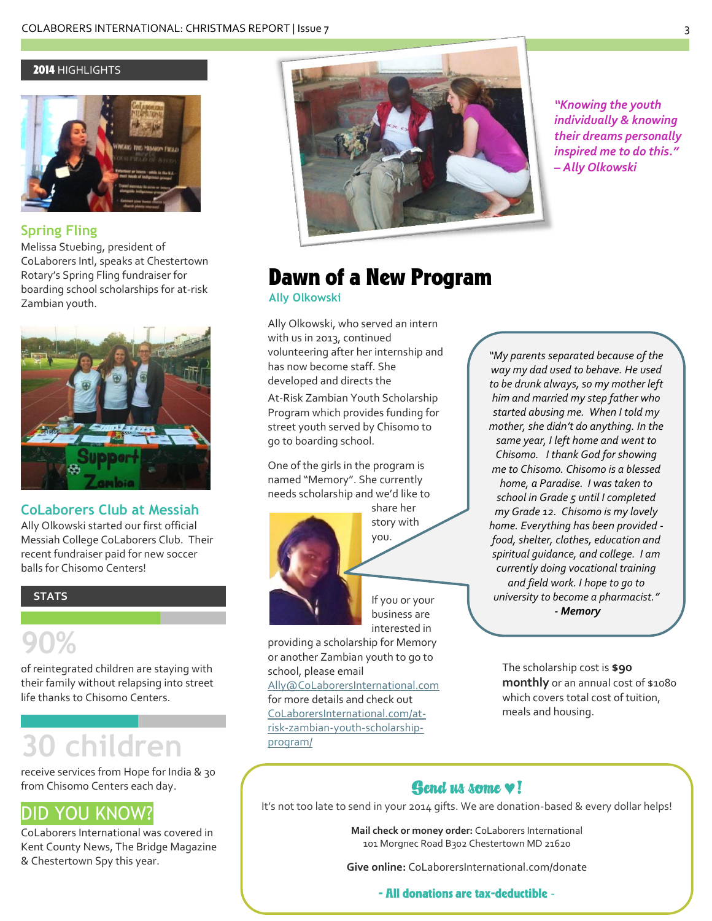## 2014 HIGHLIGHTS

### Spring Fling

Melissa Stuebing, president of CoLaborers Intl, speaks at Chestertown Rotary's Spring Fling fundraiser for boarding school scholarships for at-risk Zambian youth.

### CoLaborers Club at Messiah

Ally Olkowski started our first official Messiah College CoLaborers Club. Their recent fundraiser paid for new soccer balls for Chisomo Centers!

## STATS

**90%**

of reintegrated children are staying with their family without relapsing into street life thanks to Chisomo Centers.

**30 children**

receive services from Hope for India & 30 from Chisomo Centers each day.

## DID YOU KNOW?

CoLaborers International was covered in Kent County News, The Bridge Magazine & Chestertown Spy this year.

*"Knowing the youth individually & knowing their dreams personally inspired me to do this." – Ally Olkowski*

# Dawn of a New Program

**Ally Olkowski**

Ally Olkowski, who served an intern with us in 2013, continued volunteering after her internship and has now become staff. She developed and directs the At-Risk Zambian Youth Scholarship Program which provides funding for street youth served by Chisomo to go to boarding school.

One of the girls in the program is named "Memory". She currently needs scholarship and we'd like to share her story with you.

*"My parents separated because of the way my dad used to behave. He used to be drunk always, so my mother left him and married my step father who started abusing me. When I told my mother, she didn't do anything. In the same year, I left home and went to Chisomo. I thank God for showing me to Chisomo. Chisomo is a blessed home, a Paradise. I was taken to school in Grade 5 until I completed my Grade 12. Chisomo is my lovely home. Everything has been provided - food, shelter, clothes, education and spiritual guidance, and college. I am currently doing vocational training and field work. I hope to go to university to become a pharmacist."*
***- Memory***

If you or your business are interested in providing a scholarship for Memory or another Zambian youth to go to school, please email Ally@CoLaborersInternational.com for more details and check out CoLaborersInternational.com/at-risk-zambian-youth-scholarship-program/

The scholarship cost is **$90 monthly** or an annual cost of $1080 which covers total cost of tuition, meals and housing.

## Send us some ♥!

It's not too late to send in your 2014 gifts. We are donation-based & every dollar helps!

**Mail check or money order:** CoLaborers International
101 Morgnec Road B302 Chestertown MD 21620

**Give online:** CoLaborersInternational.com/donate

**- All donations are tax-deductible -**